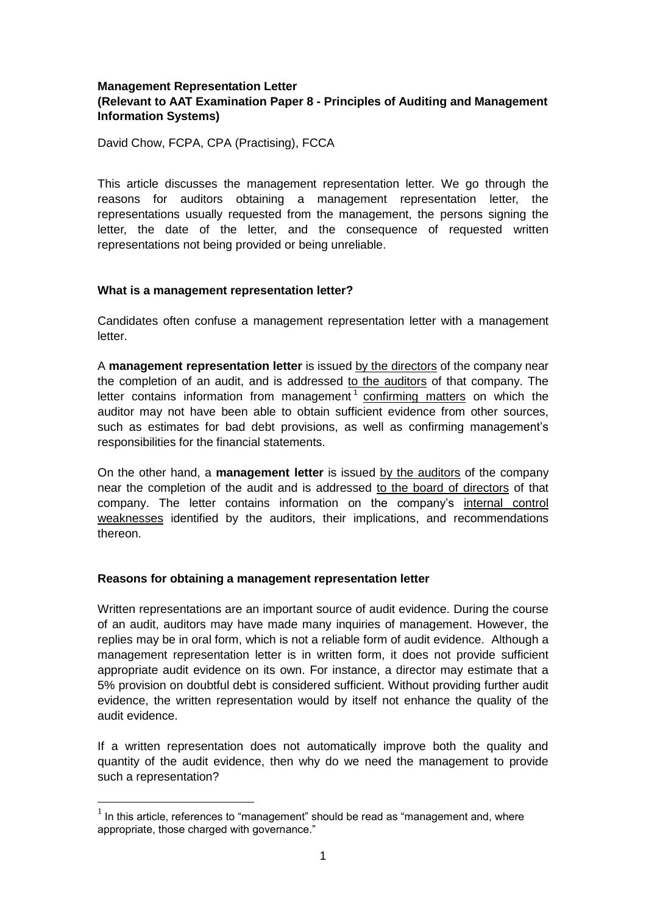**Management Representation Letter**
**(Relevant to AAT Examination Paper 8 - Principles of Auditing and Management Information Systems)**

David Chow, FCPA, CPA (Practising), FCCA

This article discusses the management representation letter. We go through the reasons for auditors obtaining a management representation letter, the representations usually requested from the management, the persons signing the letter, the date of the letter, and the consequence of requested written representations not being provided or being unreliable.

### What is a management representation letter?

Candidates often confuse a management representation letter with a management letter.

A **management representation letter** is issued by the directors of the company near the completion of an audit, and is addressed to the auditors of that company. The letter contains information from management[1] confirming matters on which the auditor may not have been able to obtain sufficient evidence from other sources, such as estimates for bad debt provisions, as well as confirming management's responsibilities for the financial statements.

On the other hand, a **management letter** is issued by the auditors of the company near the completion of the audit and is addressed to the board of directors of that company. The letter contains information on the company's internal control weaknesses identified by the auditors, their implications, and recommendations thereon.

### Reasons for obtaining a management representation letter

Written representations are an important source of audit evidence. During the course of an audit, auditors may have made many inquiries of management. However, the replies may be in oral form, which is not a reliable form of audit evidence. Although a management representation letter is in written form, it does not provide sufficient appropriate audit evidence on its own. For instance, a director may estimate that a 5% provision on doubtful debt is considered sufficient. Without providing further audit evidence, the written representation would by itself not enhance the quality of the audit evidence.

If a written representation does not automatically improve both the quality and quantity of the audit evidence, then why do we need the management to provide such a representation?

[1] In this article, references to "management" should be read as "management and, where appropriate, those charged with governance."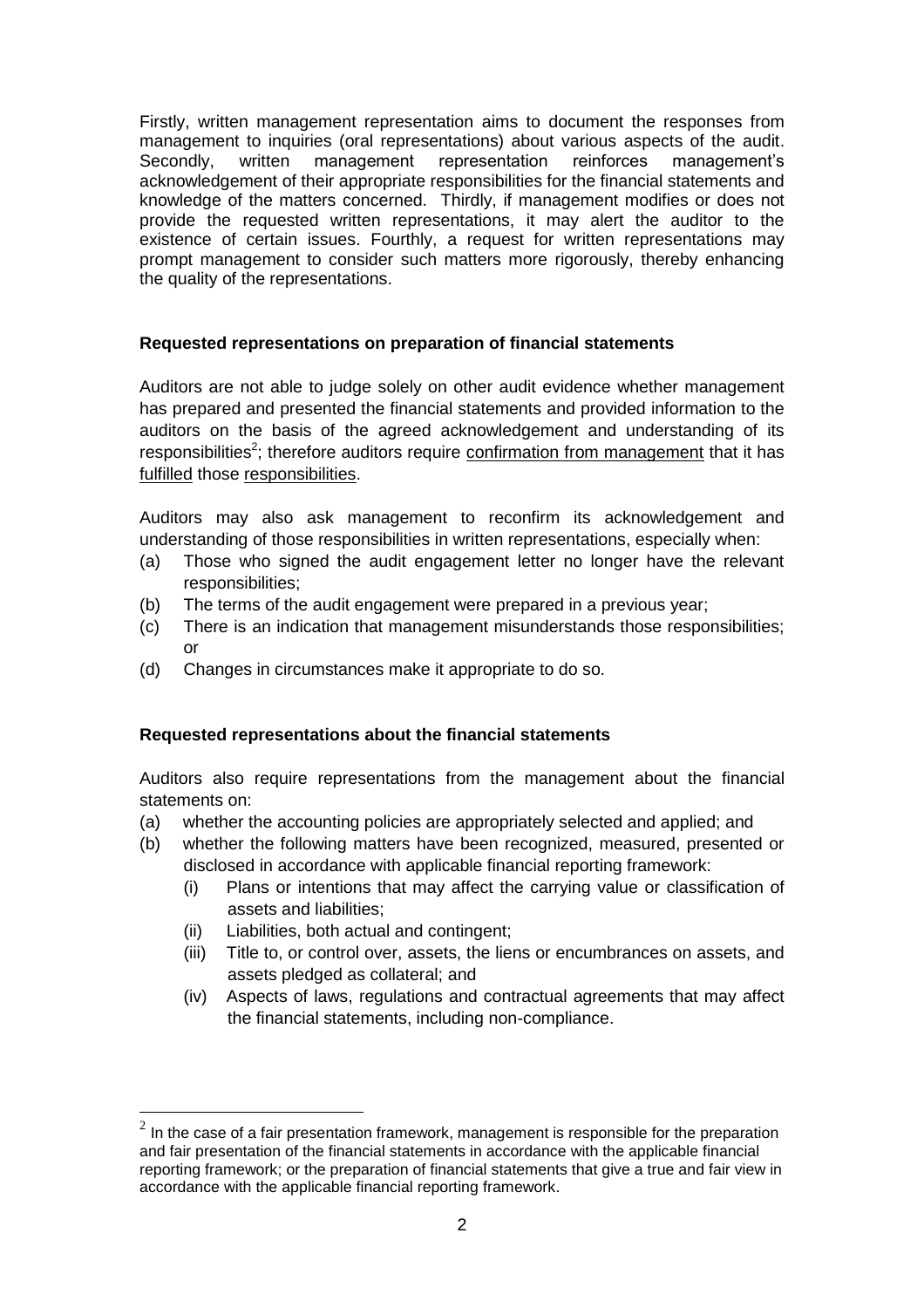Firstly, written management representation aims to document the responses from management to inquiries (oral representations) about various aspects of the audit. Secondly, written management representation reinforces management's acknowledgement of their appropriate responsibilities for the financial statements and knowledge of the matters concerned. Thirdly, if management modifies or does not provide the requested written representations, it may alert the auditor to the existence of certain issues. Fourthly, a request for written representations may prompt management to consider such matters more rigorously, thereby enhancing the quality of the representations.

**Requested representations on preparation of financial statements**

Auditors are not able to judge solely on other audit evidence whether management has prepared and presented the financial statements and provided information to the auditors on the basis of the agreed acknowledgement and understanding of its responsibilities[2]; therefore auditors require <u>confirmation from management</u> that it has <u>fulfilled</u> those <u>responsibilities</u>.

Auditors may also ask management to reconfirm its acknowledgement and understanding of those responsibilities in written representations, especially when:

(a) Those who signed the audit engagement letter no longer have the relevant responsibilities;
(b) The terms of the audit engagement were prepared in a previous year;
(c) There is an indication that management misunderstands those responsibilities; or
(d) Changes in circumstances make it appropriate to do so.

**Requested representations about the financial statements**

Auditors also require representations from the management about the financial statements on:

(a) whether the accounting policies are appropriately selected and applied; and
(b) whether the following matters have been recognized, measured, presented or disclosed in accordance with applicable financial reporting framework:
    (i) Plans or intentions that may affect the carrying value or classification of assets and liabilities;
    (ii) Liabilities, both actual and contingent;
    (iii) Title to, or control over, assets, the liens or encumbrances on assets, and assets pledged as collateral; and
    (iv) Aspects of laws, regulations and contractual agreements that may affect the financial statements, including non-compliance.

[2] In the case of a fair presentation framework, management is responsible for the preparation and fair presentation of the financial statements in accordance with the applicable financial reporting framework; or the preparation of financial statements that give a true and fair view in accordance with the applicable financial reporting framework.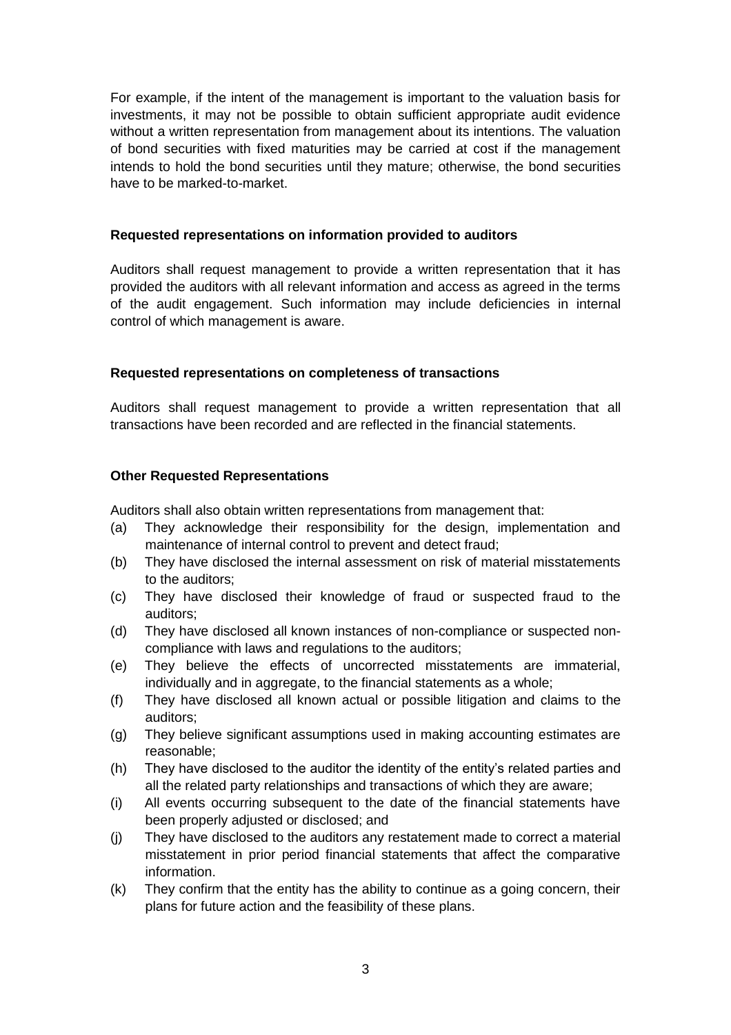For example, if the intent of the management is important to the valuation basis for investments, it may not be possible to obtain sufficient appropriate audit evidence without a written representation from management about its intentions. The valuation of bond securities with fixed maturities may be carried at cost if the management intends to hold the bond securities until they mature; otherwise, the bond securities have to be marked-to-market.

**Requested representations on information provided to auditors**

Auditors shall request management to provide a written representation that it has provided the auditors with all relevant information and access as agreed in the terms of the audit engagement. Such information may include deficiencies in internal control of which management is aware.

**Requested representations on completeness of transactions**

Auditors shall request management to provide a written representation that all transactions have been recorded and are reflected in the financial statements.

**Other Requested Representations**

Auditors shall also obtain written representations from management that:

(a) They acknowledge their responsibility for the design, implementation and maintenance of internal control to prevent and detect fraud;

(b) They have disclosed the internal assessment on risk of material misstatements to the auditors;

(c) They have disclosed their knowledge of fraud or suspected fraud to the auditors;

(d) They have disclosed all known instances of non-compliance or suspected non-compliance with laws and regulations to the auditors;

(e) They believe the effects of uncorrected misstatements are immaterial, individually and in aggregate, to the financial statements as a whole;

(f) They have disclosed all known actual or possible litigation and claims to the auditors;

(g) They believe significant assumptions used in making accounting estimates are reasonable;

(h) They have disclosed to the auditor the identity of the entity's related parties and all the related party relationships and transactions of which they are aware;

(i) All events occurring subsequent to the date of the financial statements have been properly adjusted or disclosed; and

(j) They have disclosed to the auditors any restatement made to correct a material misstatement in prior period financial statements that affect the comparative information.

(k) They confirm that the entity has the ability to continue as a going concern, their plans for future action and the feasibility of these plans.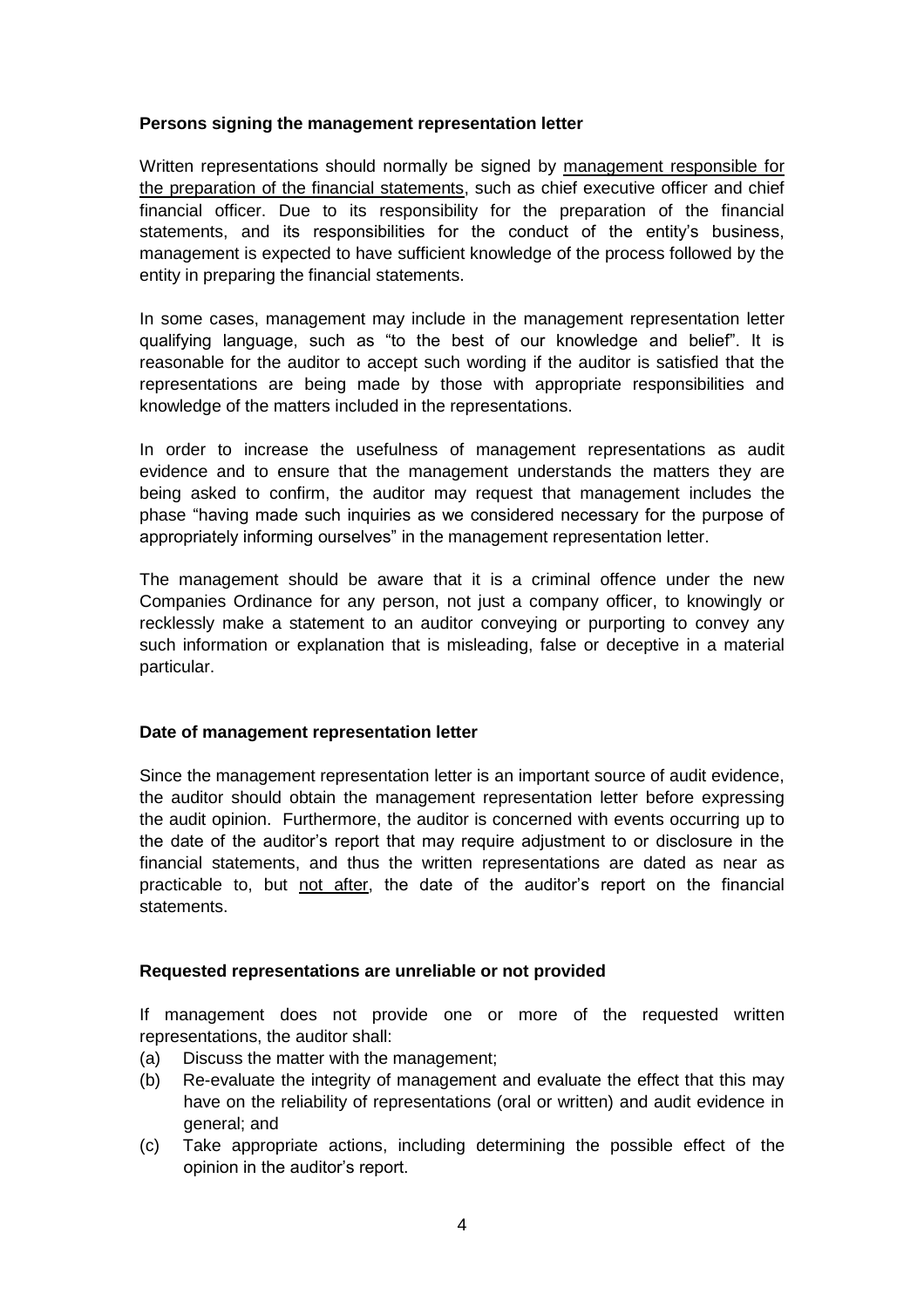**Persons signing the management representation letter**

Written representations should normally be signed by management responsible for the preparation of the financial statements, such as chief executive officer and chief financial officer. Due to its responsibility for the preparation of the financial statements, and its responsibilities for the conduct of the entity's business, management is expected to have sufficient knowledge of the process followed by the entity in preparing the financial statements.

In some cases, management may include in the management representation letter qualifying language, such as "to the best of our knowledge and belief". It is reasonable for the auditor to accept such wording if the auditor is satisfied that the representations are being made by those with appropriate responsibilities and knowledge of the matters included in the representations.

In order to increase the usefulness of management representations as audit evidence and to ensure that the management understands the matters they are being asked to confirm, the auditor may request that management includes the phase "having made such inquiries as we considered necessary for the purpose of appropriately informing ourselves" in the management representation letter.

The management should be aware that it is a criminal offence under the new Companies Ordinance for any person, not just a company officer, to knowingly or recklessly make a statement to an auditor conveying or purporting to convey any such information or explanation that is misleading, false or deceptive in a material particular.

**Date of management representation letter**

Since the management representation letter is an important source of audit evidence, the auditor should obtain the management representation letter before expressing the audit opinion. Furthermore, the auditor is concerned with events occurring up to the date of the auditor's report that may require adjustment to or disclosure in the financial statements, and thus the written representations are dated as near as practicable to, but not after, the date of the auditor's report on the financial statements.

**Requested representations are unreliable or not provided**

If management does not provide one or more of the requested written representations, the auditor shall:

(a) Discuss the matter with the management;

(b) Re-evaluate the integrity of management and evaluate the effect that this may have on the reliability of representations (oral or written) and audit evidence in general; and

(c) Take appropriate actions, including determining the possible effect of the opinion in the auditor's report.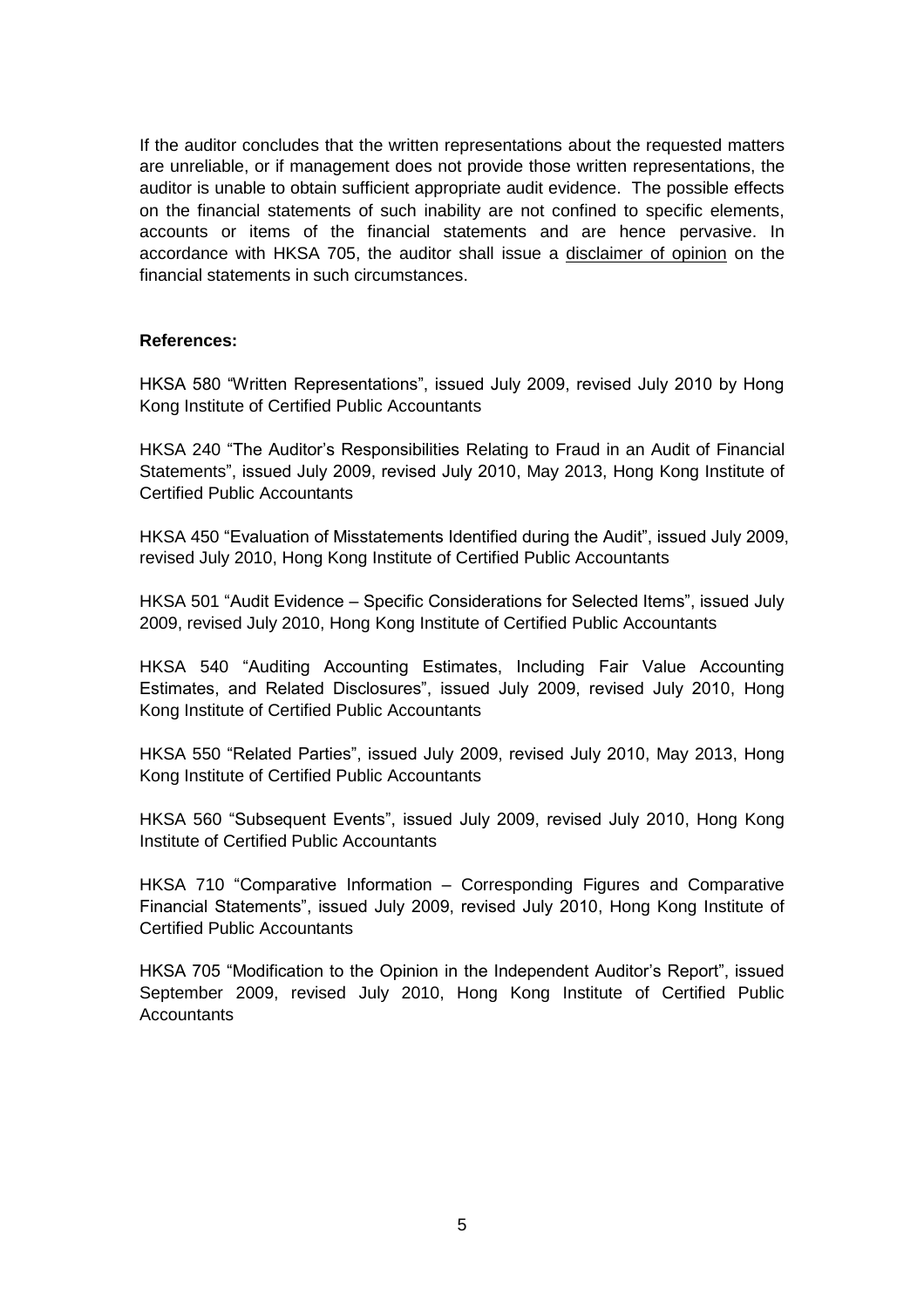If the auditor concludes that the written representations about the requested matters are unreliable, or if management does not provide those written representations, the auditor is unable to obtain sufficient appropriate audit evidence. The possible effects on the financial statements of such inability are not confined to specific elements, accounts or items of the financial statements and are hence pervasive. In accordance with HKSA 705, the auditor shall issue a <u>disclaimer of opinion</u> on the financial statements in such circumstances.

**References:**

HKSA 580 "Written Representations", issued July 2009, revised July 2010 by Hong Kong Institute of Certified Public Accountants

HKSA 240 "The Auditor's Responsibilities Relating to Fraud in an Audit of Financial Statements", issued July 2009, revised July 2010, May 2013, Hong Kong Institute of Certified Public Accountants

HKSA 450 "Evaluation of Misstatements Identified during the Audit", issued July 2009, revised July 2010, Hong Kong Institute of Certified Public Accountants

HKSA 501 "Audit Evidence – Specific Considerations for Selected Items", issued July 2009, revised July 2010, Hong Kong Institute of Certified Public Accountants

HKSA 540 "Auditing Accounting Estimates, Including Fair Value Accounting Estimates, and Related Disclosures", issued July 2009, revised July 2010, Hong Kong Institute of Certified Public Accountants

HKSA 550 "Related Parties", issued July 2009, revised July 2010, May 2013, Hong Kong Institute of Certified Public Accountants

HKSA 560 "Subsequent Events", issued July 2009, revised July 2010, Hong Kong Institute of Certified Public Accountants

HKSA 710 "Comparative Information – Corresponding Figures and Comparative Financial Statements", issued July 2009, revised July 2010, Hong Kong Institute of Certified Public Accountants

HKSA 705 "Modification to the Opinion in the Independent Auditor's Report", issued September 2009, revised July 2010, Hong Kong Institute of Certified Public Accountants